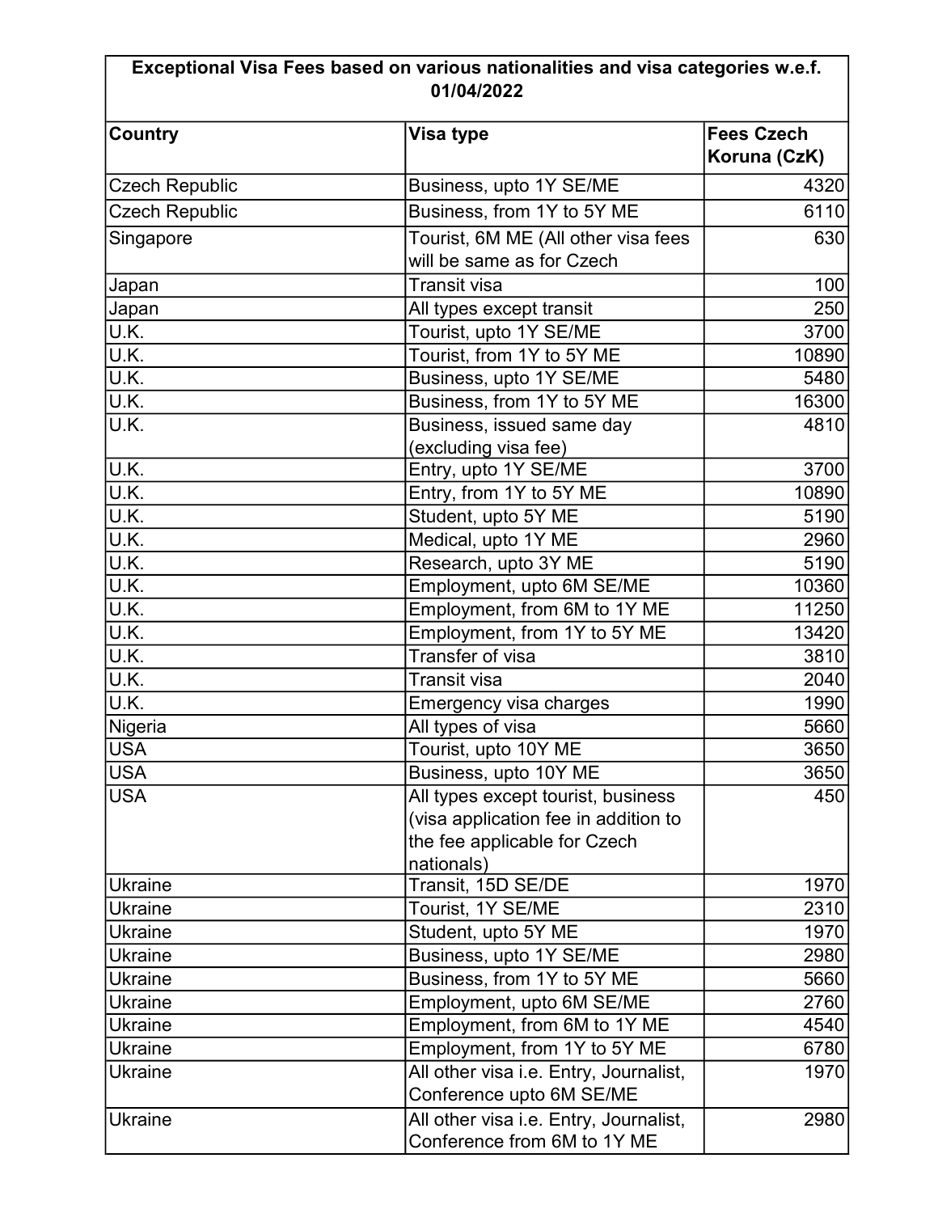| Exceptional Visa Fees based on various nationalities and visa categories w.e.f. 01/04/2022 | | |
|---|---|---|
| **Country** | **Visa type** | **Fees Czech Koruna (CzK)** |
| Czech Republic | Business, upto 1Y SE/ME | 4320 |
| Czech Republic | Business, from 1Y to 5Y ME | 6110 |
| Singapore | Tourist, 6M ME (All other visa fees will be same as for Czech | 630 |
| Japan | Transit visa | 100 |
| Japan | All types except transit | 250 |
| U.K. | Tourist, upto 1Y SE/ME | 3700 |
| U.K. | Tourist, from 1Y to 5Y ME | 10890 |
| U.K. | Business, upto 1Y SE/ME | 5480 |
| U.K. | Business, from 1Y to 5Y ME | 16300 |
| U.K. | Business, issued same day (excluding visa fee) | 4810 |
| U.K. | Entry, upto 1Y SE/ME | 3700 |
| U.K. | Entry, from 1Y to 5Y ME | 10890 |
| U.K. | Student, upto 5Y ME | 5190 |
| U.K. | Medical, upto 1Y ME | 2960 |
| U.K. | Research, upto 3Y ME | 5190 |
| U.K. | Employment, upto 6M SE/ME | 10360 |
| U.K. | Employment, from 6M to 1Y ME | 11250 |
| U.K. | Employment, from 1Y to 5Y ME | 13420 |
| U.K. | Transfer of visa | 3810 |
| U.K. | Transit visa | 2040 |
| U.K. | Emergency visa charges | 1990 |
| Nigeria | All types of visa | 5660 |
| USA | Tourist, upto 10Y ME | 3650 |
| USA | Business, upto 10Y ME | 3650 |
| USA | All types except tourist, business (visa application fee in addition to the fee applicable for Czech nationals) | 450 |
| Ukraine | Transit, 15D SE/DE | 1970 |
| Ukraine | Tourist, 1Y SE/ME | 2310 |
| Ukraine | Student, upto 5Y ME | 1970 |
| Ukraine | Business, upto 1Y SE/ME | 2980 |
| Ukraine | Business, from 1Y to 5Y ME | 5660 |
| Ukraine | Employment, upto 6M SE/ME | 2760 |
| Ukraine | Employment, from 6M to 1Y ME | 4540 |
| Ukraine | Employment, from 1Y to 5Y ME | 6780 |
| Ukraine | All other visa i.e. Entry, Journalist, Conference upto 6M SE/ME | 1970 |
| Ukraine | All other visa i.e. Entry, Journalist, Conference from 6M to 1Y ME | 2980 |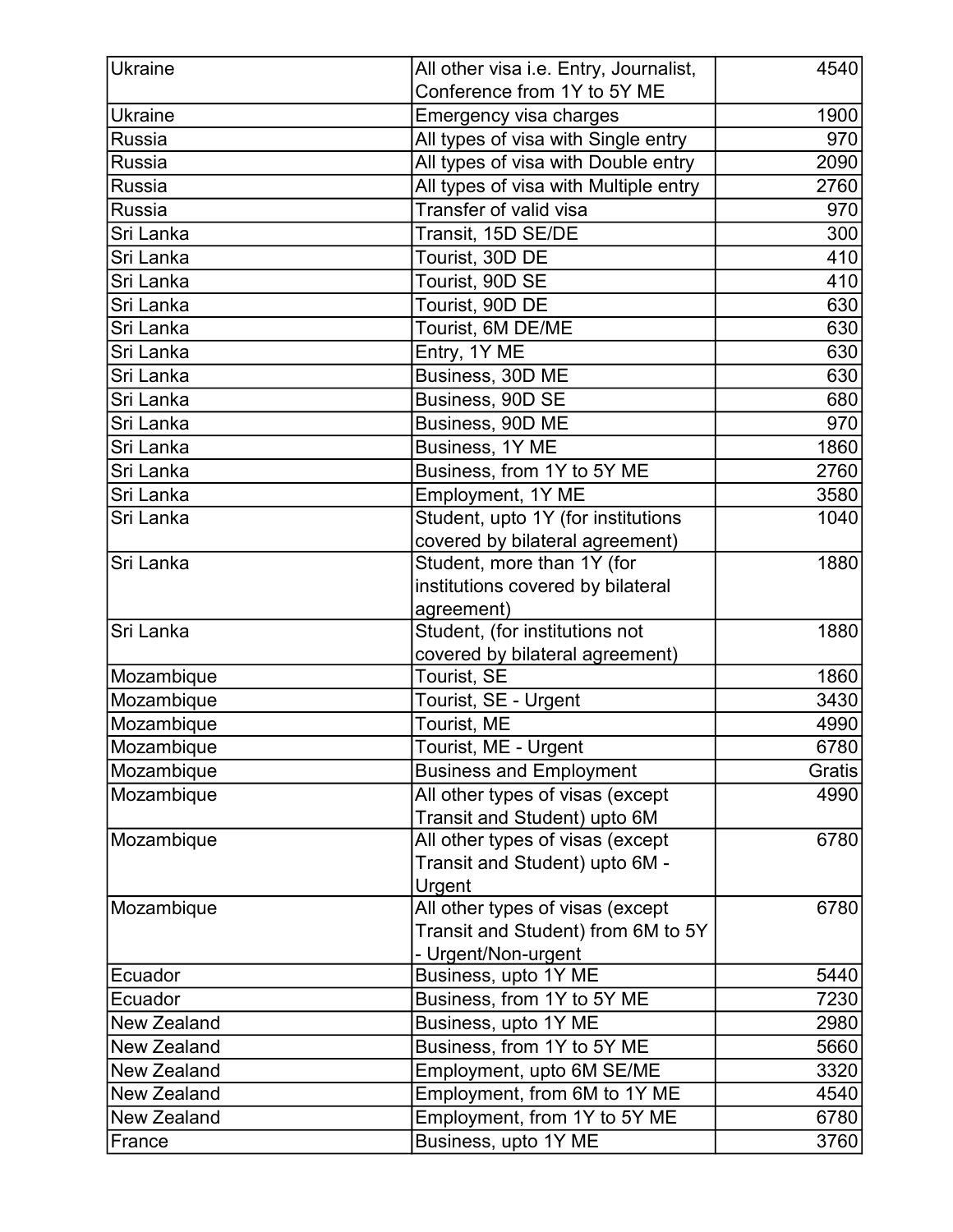| | | |
|---|---|---|
| Ukraine | All other visa i.e. Entry, Journalist, Conference from 1Y to 5Y ME | 4540 |
| Ukraine | Emergency visa charges | 1900 |
| Russia | All types of visa with Single entry | 970 |
| Russia | All types of visa with Double entry | 2090 |
| Russia | All types of visa with Multiple entry | 2760 |
| Russia | Transfer of valid visa | 970 |
| Sri Lanka | Transit, 15D SE/DE | 300 |
| Sri Lanka | Tourist, 30D DE | 410 |
| Sri Lanka | Tourist, 90D SE | 410 |
| Sri Lanka | Tourist, 90D DE | 630 |
| Sri Lanka | Tourist, 6M DE/ME | 630 |
| Sri Lanka | Entry, 1Y ME | 630 |
| Sri Lanka | Business, 30D ME | 630 |
| Sri Lanka | Business, 90D SE | 680 |
| Sri Lanka | Business, 90D ME | 970 |
| Sri Lanka | Business, 1Y ME | 1860 |
| Sri Lanka | Business, from 1Y to 5Y ME | 2760 |
| Sri Lanka | Employment, 1Y ME | 3580 |
| Sri Lanka | Student, upto 1Y (for institutions covered by bilateral agreement) | 1040 |
| Sri Lanka | Student, more than 1Y (for institutions covered by bilateral agreement) | 1880 |
| Sri Lanka | Student, (for institutions not covered by bilateral agreement) | 1880 |
| Mozambique | Tourist, SE | 1860 |
| Mozambique | Tourist, SE - Urgent | 3430 |
| Mozambique | Tourist, ME | 4990 |
| Mozambique | Tourist, ME - Urgent | 6780 |
| Mozambique | Business and Employment | Gratis |
| Mozambique | All other types of visas (except Transit and Student) upto 6M | 4990 |
| Mozambique | All other types of visas (except Transit and Student) upto 6M - Urgent | 6780 |
| Mozambique | All other types of visas (except Transit and Student) from 6M to 5Y - Urgent/Non-urgent | 6780 |
| Ecuador | Business, upto 1Y ME | 5440 |
| Ecuador | Business, from 1Y to 5Y ME | 7230 |
| New Zealand | Business, upto 1Y ME | 2980 |
| New Zealand | Business, from 1Y to 5Y ME | 5660 |
| New Zealand | Employment, upto 6M SE/ME | 3320 |
| New Zealand | Employment, from 6M to 1Y ME | 4540 |
| New Zealand | Employment, from 1Y to 5Y ME | 6780 |
| France | Business, upto 1Y ME | 3760 |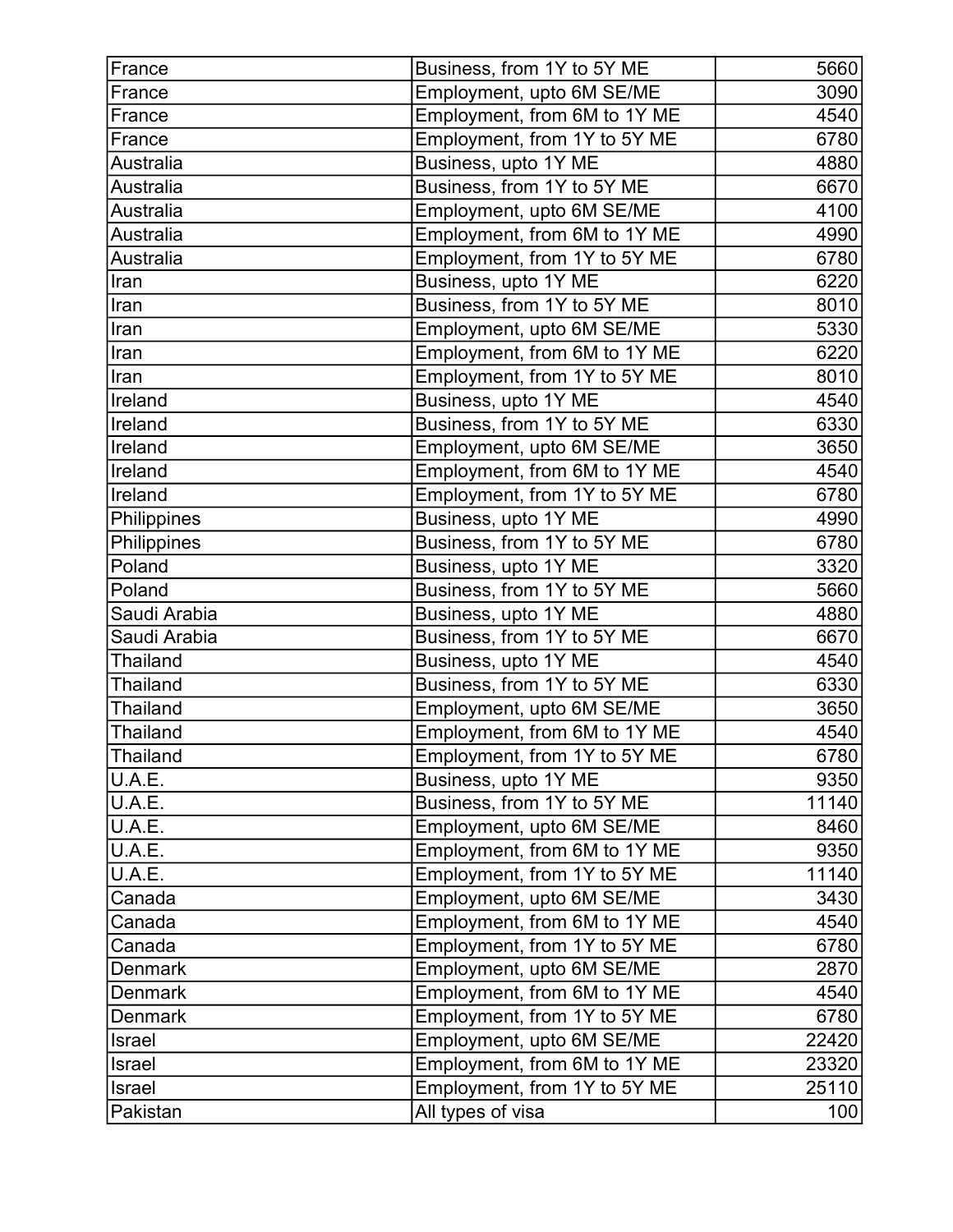| | | |
|---|---|---|
| France | Business, from 1Y to 5Y ME | 5660 |
| France | Employment, upto 6M SE/ME | 3090 |
| France | Employment, from 6M to 1Y ME | 4540 |
| France | Employment, from 1Y to 5Y ME | 6780 |
| Australia | Business, upto 1Y ME | 4880 |
| Australia | Business, from 1Y to 5Y ME | 6670 |
| Australia | Employment, upto 6M SE/ME | 4100 |
| Australia | Employment, from 6M to 1Y ME | 4990 |
| Australia | Employment, from 1Y to 5Y ME | 6780 |
| Iran | Business, upto 1Y ME | 6220 |
| Iran | Business, from 1Y to 5Y ME | 8010 |
| Iran | Employment, upto 6M SE/ME | 5330 |
| Iran | Employment, from 6M to 1Y ME | 6220 |
| Iran | Employment, from 1Y to 5Y ME | 8010 |
| Ireland | Business, upto 1Y ME | 4540 |
| Ireland | Business, from 1Y to 5Y ME | 6330 |
| Ireland | Employment, upto 6M SE/ME | 3650 |
| Ireland | Employment, from 6M to 1Y ME | 4540 |
| Ireland | Employment, from 1Y to 5Y ME | 6780 |
| Philippines | Business, upto 1Y ME | 4990 |
| Philippines | Business, from 1Y to 5Y ME | 6780 |
| Poland | Business, upto 1Y ME | 3320 |
| Poland | Business, from 1Y to 5Y ME | 5660 |
| Saudi Arabia | Business, upto 1Y ME | 4880 |
| Saudi Arabia | Business, from 1Y to 5Y ME | 6670 |
| Thailand | Business, upto 1Y ME | 4540 |
| Thailand | Business, from 1Y to 5Y ME | 6330 |
| Thailand | Employment, upto 6M SE/ME | 3650 |
| Thailand | Employment, from 6M to 1Y ME | 4540 |
| Thailand | Employment, from 1Y to 5Y ME | 6780 |
| U.A.E. | Business, upto 1Y ME | 9350 |
| U.A.E. | Business, from 1Y to 5Y ME | 11140 |
| U.A.E. | Employment, upto 6M SE/ME | 8460 |
| U.A.E. | Employment, from 6M to 1Y ME | 9350 |
| U.A.E. | Employment, from 1Y to 5Y ME | 11140 |
| Canada | Employment, upto 6M SE/ME | 3430 |
| Canada | Employment, from 6M to 1Y ME | 4540 |
| Canada | Employment, from 1Y to 5Y ME | 6780 |
| Denmark | Employment, upto 6M SE/ME | 2870 |
| Denmark | Employment, from 6M to 1Y ME | 4540 |
| Denmark | Employment, from 1Y to 5Y ME | 6780 |
| Israel | Employment, upto 6M SE/ME | 22420 |
| Israel | Employment, from 6M to 1Y ME | 23320 |
| Israel | Employment, from 1Y to 5Y ME | 25110 |
| Pakistan | All types of visa | 100 |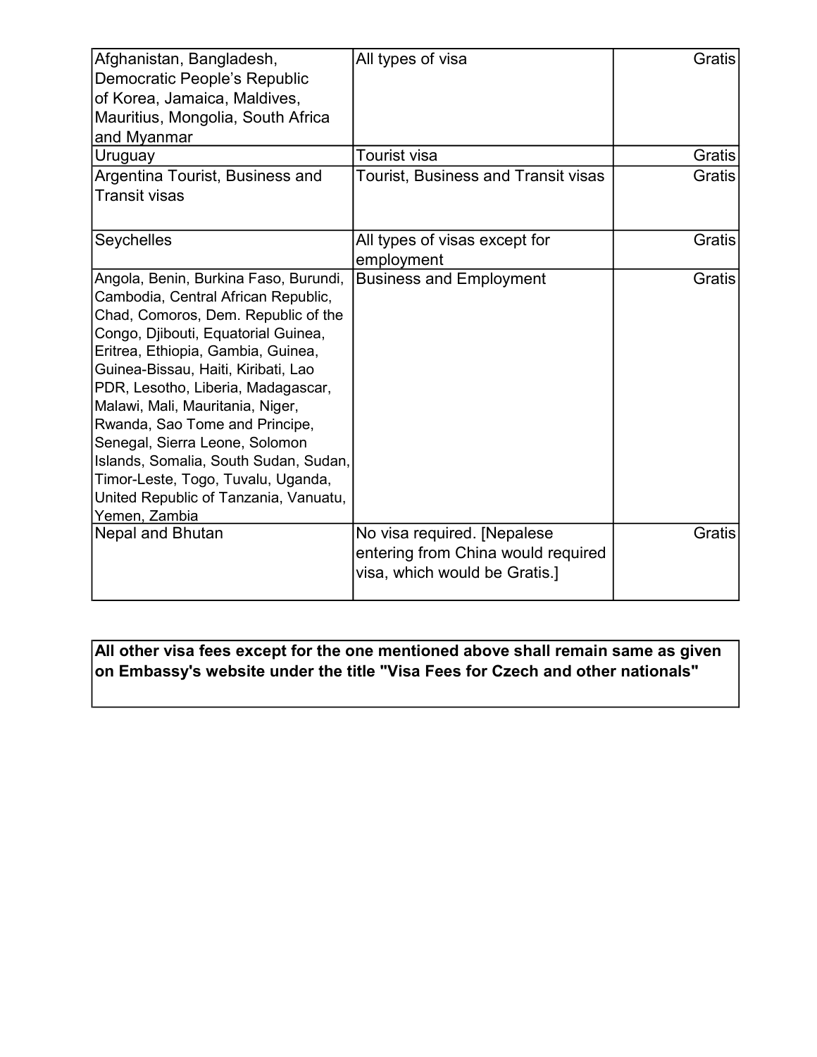| | | |
|---|---|---|
| Afghanistan, Bangladesh, Democratic People's Republic of Korea, Jamaica, Maldives, Mauritius, Mongolia, South Africa and Myanmar | All types of visa | Gratis |
| Uruguay | Tourist visa | Gratis |
| Argentina Tourist, Business and Transit visas | Tourist, Business and Transit visas | Gratis |
| Seychelles | All types of visas except for employment | Gratis |
| Angola, Benin, Burkina Faso, Burundi, Cambodia, Central African Republic, Chad, Comoros, Dem. Republic of the Congo, Djibouti, Equatorial Guinea, Eritrea, Ethiopia, Gambia, Guinea, Guinea-Bissau, Haiti, Kiribati, Lao PDR, Lesotho, Liberia, Madagascar, Malawi, Mali, Mauritania, Niger, Rwanda, Sao Tome and Principe, Senegal, Sierra Leone, Solomon Islands, Somalia, South Sudan, Sudan, Timor-Leste, Togo, Tuvalu, Uganda, United Republic of Tanzania, Vanuatu, Yemen, Zambia | Business and Employment | Gratis |
| Nepal and Bhutan | No visa required. [Nepalese entering from China would required visa, which would be Gratis.] | Gratis |

**All other visa fees except for the one mentioned above shall remain same as given on Embassy's website under the title "Visa Fees for Czech and other nationals"**